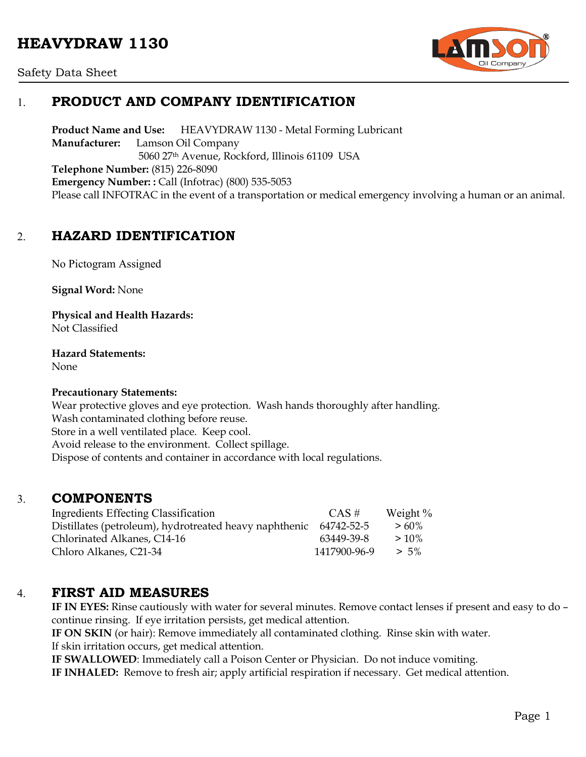# HEAVYDRAW 1130

Safety Data Sheet

## 1. PRODUCT AND COMPANY IDENTIFICATION

**Product Name and Use:** HEAVYDRAW 1130 - Metal Forming Lubricant
**Manufacturer:** Lamson Oil Company
5060 27th Avenue, Rockford, Illinois 61109 USA
**Telephone Number:** (815) 226-8090
**Emergency Number: :** Call (Infotrac) (800) 535-5053
Please call INFOTRAC in the event of a transportation or medical emergency involving a human or an animal.

## 2. HAZARD IDENTIFICATION

No Pictogram Assigned

**Signal Word:** None

**Physical and Health Hazards:**
Not Classified

**Hazard Statements:**
None

**Precautionary Statements:**
Wear protective gloves and eye protection. Wash hands thoroughly after handling.
Wash contaminated clothing before reuse.
Store in a well ventilated place. Keep cool.
Avoid release to the environment. Collect spillage.
Dispose of contents and container in accordance with local regulations.

## 3. COMPONENTS

| Ingredients Effecting Classification | CAS # | Weight % |
|---|---|---|
| Distillates (petroleum), hydrotreated heavy naphthenic | 64742-52-5 | > 60% |
| Chlorinated Alkanes, C14-16 | 63449-39-8 | > 10% |
| Chloro Alkanes, C21-34 | 1417900-96-9 | > 5% |

## 4. FIRST AID MEASURES

**IF IN EYES:** Rinse cautiously with water for several minutes. Remove contact lenses if present and easy to do – continue rinsing. If eye irritation persists, get medical attention.
**IF ON SKIN** (or hair): Remove immediately all contaminated clothing. Rinse skin with water.
If skin irritation occurs, get medical attention.
**IF SWALLOWED**: Immediately call a Poison Center or Physician. Do not induce vomiting.
**IF INHALED:** Remove to fresh air; apply artificial respiration if necessary. Get medical attention.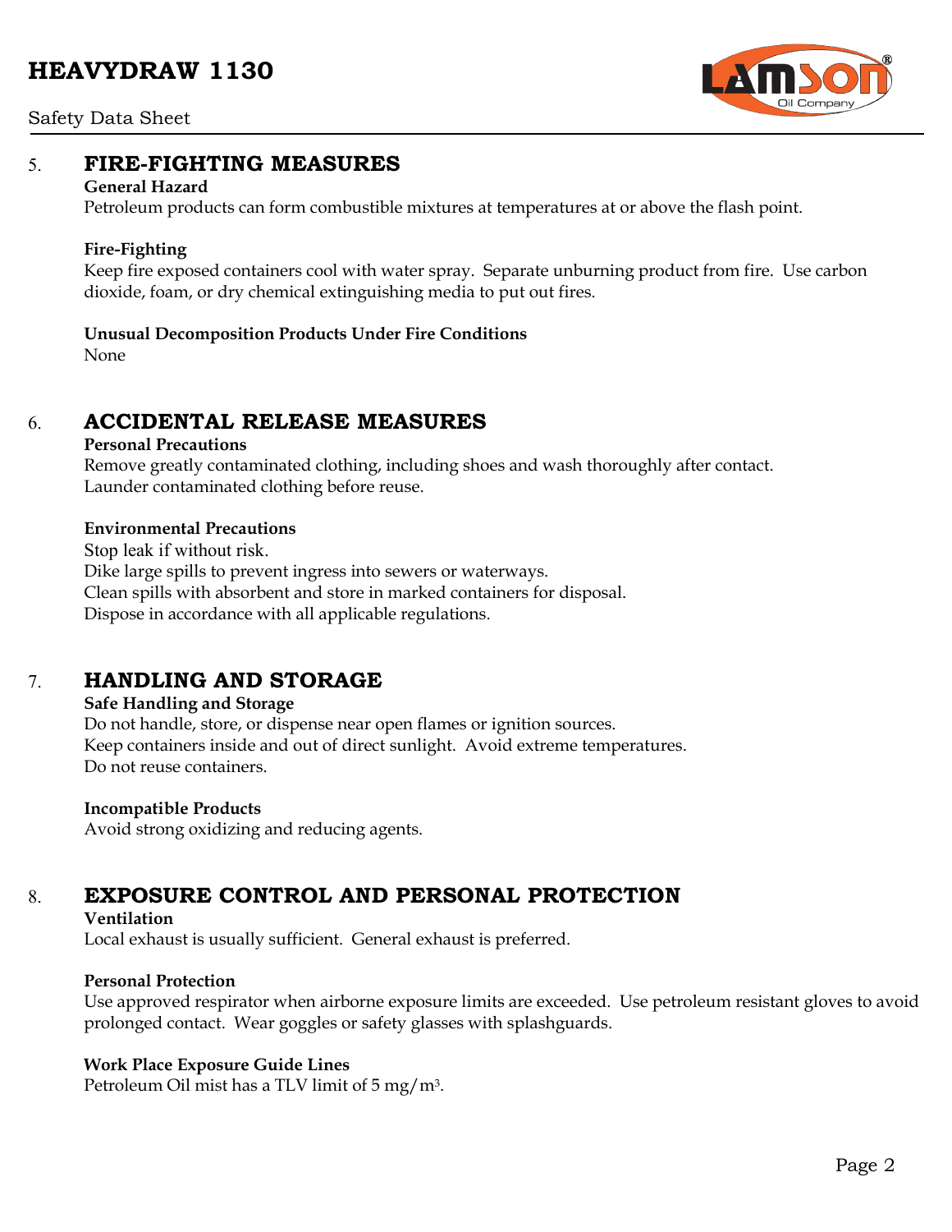## 5. FIRE-FIGHTING MEASURES

**General Hazard**

Petroleum products can form combustible mixtures at temperatures at or above the flash point.

**Fire-Fighting**

Keep fire exposed containers cool with water spray. Separate unburning product from fire. Use carbon dioxide, foam, or dry chemical extinguishing media to put out fires.

**Unusual Decomposition Products Under Fire Conditions**

None

## 6. ACCIDENTAL RELEASE MEASURES

**Personal Precautions**

Remove greatly contaminated clothing, including shoes and wash thoroughly after contact.
Launder contaminated clothing before reuse.

**Environmental Precautions**

Stop leak if without risk.
Dike large spills to prevent ingress into sewers or waterways.
Clean spills with absorbent and store in marked containers for disposal.
Dispose in accordance with all applicable regulations.

## 7. HANDLING AND STORAGE

**Safe Handling and Storage**

Do not handle, store, or dispense near open flames or ignition sources.
Keep containers inside and out of direct sunlight. Avoid extreme temperatures.
Do not reuse containers.

**Incompatible Products**

Avoid strong oxidizing and reducing agents.

## 8. EXPOSURE CONTROL AND PERSONAL PROTECTION

**Ventilation**

Local exhaust is usually sufficient. General exhaust is preferred.

**Personal Protection**

Use approved respirator when airborne exposure limits are exceeded. Use petroleum resistant gloves to avoid prolonged contact. Wear goggles or safety glasses with splashguards.

**Work Place Exposure Guide Lines**

Petroleum Oil mist has a TLV limit of 5 $mg/m^3$.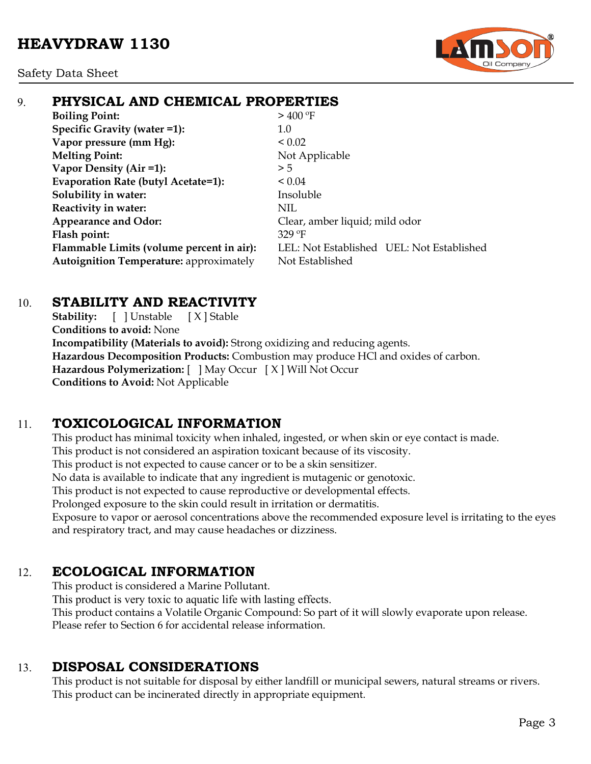## 9. PHYSICAL AND CHEMICAL PROPERTIES

| | |
|---|---|
| **Boiling Point:** | > 400 ºF |
| **Specific Gravity (water =1):** | 1.0 |
| **Vapor pressure (mm Hg):** | < 0.02 |
| **Melting Point:** | Not Applicable |
| **Vapor Density (Air =1):** | > 5 |
| **Evaporation Rate (butyl Acetate=1):** | < 0.04 |
| **Solubility in water:** | Insoluble |
| **Reactivity in water:** | NIL |
| **Appearance and Odor:** | Clear, amber liquid; mild odor |
| **Flash point:** | 329 ºF |
| **Flammable Limits (volume percent in air):** | LEL: Not Established UEL: Not Established |
| **Autoignition Temperature:** approximately | Not Established |

## 10. STABILITY AND REACTIVITY

**Stability:** [ ] Unstable [ X ] Stable
**Conditions to avoid:** None
**Incompatibility (Materials to avoid):** Strong oxidizing and reducing agents.
**Hazardous Decomposition Products:** Combustion may produce HCl and oxides of carbon.
**Hazardous Polymerization:** [ ] May Occur [ X ] Will Not Occur
**Conditions to Avoid:** Not Applicable

## 11. TOXICOLOGICAL INFORMATION

This product has minimal toxicity when inhaled, ingested, or when skin or eye contact is made.
This product is not considered an aspiration toxicant because of its viscosity.
This product is not expected to cause cancer or to be a skin sensitizer.
No data is available to indicate that any ingredient is mutagenic or genotoxic.
This product is not expected to cause reproductive or developmental effects.
Prolonged exposure to the skin could result in irritation or dermatitis.
Exposure to vapor or aerosol concentrations above the recommended exposure level is irritating to the eyes and respiratory tract, and may cause headaches or dizziness.

## 12. ECOLOGICAL INFORMATION

This product is considered a Marine Pollutant.
This product is very toxic to aquatic life with lasting effects.
This product contains a Volatile Organic Compound: So part of it will slowly evaporate upon release.
Please refer to Section 6 for accidental release information.

## 13. DISPOSAL CONSIDERATIONS

This product is not suitable for disposal by either landfill or municipal sewers, natural streams or rivers.
This product can be incinerated directly in appropriate equipment.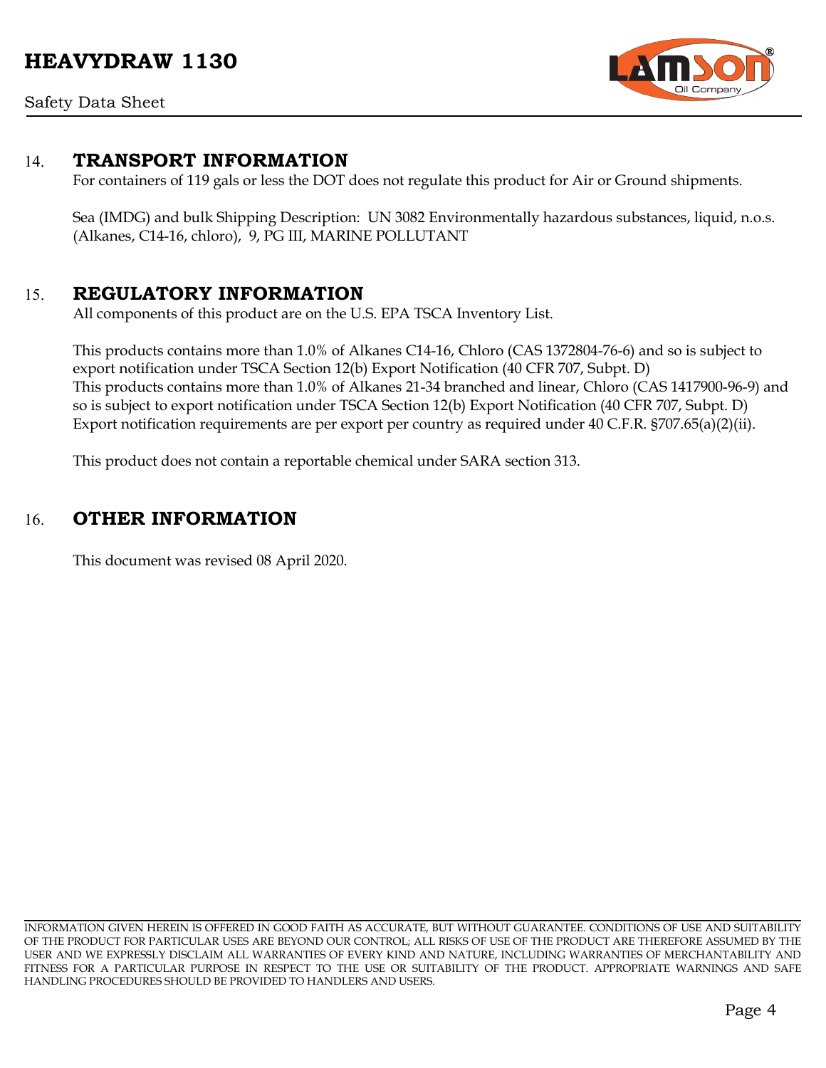## 14. TRANSPORT INFORMATION

For containers of 119 gals or less the DOT does not regulate this product for Air or Ground shipments.

Sea (IMDG) and bulk Shipping Description: UN 3082 Environmentally hazardous substances, liquid, n.o.s. (Alkanes, C14-16, chloro), 9, PG III, MARINE POLLUTANT

## 15. REGULATORY INFORMATION

All components of this product are on the U.S. EPA TSCA Inventory List.

This products contains more than 1.0% of Alkanes C14-16, Chloro (CAS 1372804-76-6) and so is subject to export notification under TSCA Section 12(b) Export Notification (40 CFR 707, Subpt. D)
This products contains more than 1.0% of Alkanes 21-34 branched and linear, Chloro (CAS 1417900-96-9) and so is subject to export notification under TSCA Section 12(b) Export Notification (40 CFR 707, Subpt. D)
Export notification requirements are per export per country as required under 40 C.F.R. §707.65(a)(2)(ii).

This product does not contain a reportable chemical under SARA section 313.

## 16. OTHER INFORMATION

This document was revised 08 April 2020.

INFORMATION GIVEN HEREIN IS OFFERED IN GOOD FAITH AS ACCURATE, BUT WITHOUT GUARANTEE. CONDITIONS OF USE AND SUITABILITY OF THE PRODUCT FOR PARTICULAR USES ARE BEYOND OUR CONTROL; ALL RISKS OF USE OF THE PRODUCT ARE THEREFORE ASSUMED BY THE USER AND WE EXPRESSLY DISCLAIM ALL WARRANTIES OF EVERY KIND AND NATURE, INCLUDING WARRANTIES OF MERCHANTABILITY AND FITNESS FOR A PARTICULAR PURPOSE IN RESPECT TO THE USE OR SUITABILITY OF THE PRODUCT. APPROPRIATE WARNINGS AND SAFE HANDLING PROCEDURES SHOULD BE PROVIDED TO HANDLERS AND USERS.